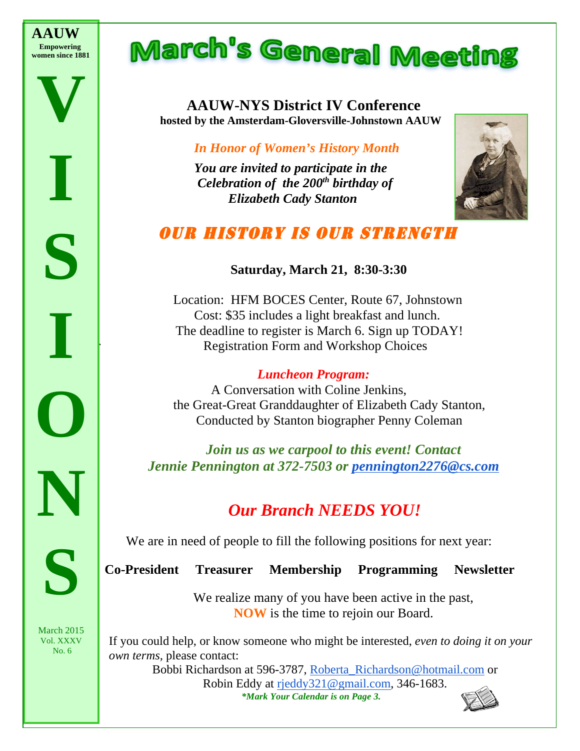**AAUW**
**Empowering women since 1881**

# VISIONS

March 2015
Vol. XXXV
No. 6

# March's General Meeting

## AAUW-NYS District IV Conference

**hosted by the Amsterdam-Gloversville-Johnstown AAUW**

*In Honor of Women's History Month*

***You are invited to participate in the Celebration of the 200th birthday of Elizabeth Cady Stanton***

## OUR HISTORY IS OUR STRENGTH

**Saturday, March 21, 8:30-3:30**

Location: HFM BOCES Center, Route 67, Johnstown
Cost: $35 includes a light breakfast and lunch.
The deadline to register is March 6. Sign up TODAY!
Registration Form and Workshop Choices

***Luncheon Program:***

A Conversation with Coline Jenkins,
the Great-Great Granddaughter of Elizabeth Cady Stanton,
Conducted by Stanton biographer Penny Coleman

***Join us as we carpool to this event! Contact Jennie Pennington at 372-7503 or pennington2276@cs.com***

## *Our Branch NEEDS YOU!*

We are in need of people to fill the following positions for next year:

**Co-President Treasurer Membership Programming Newsletter**

We realize many of you have been active in the past,
**NOW** is the time to rejoin our Board.

If you could help, or know someone who might be interested, *even to doing it on your own terms,* please contact:
Bobbi Richardson at 596-3787, Roberta_Richardson@hotmail.com or
Robin Eddy at rjeddy321@gmail.com, 346-1683.

***\*Mark Your Calendar is on Page 3.***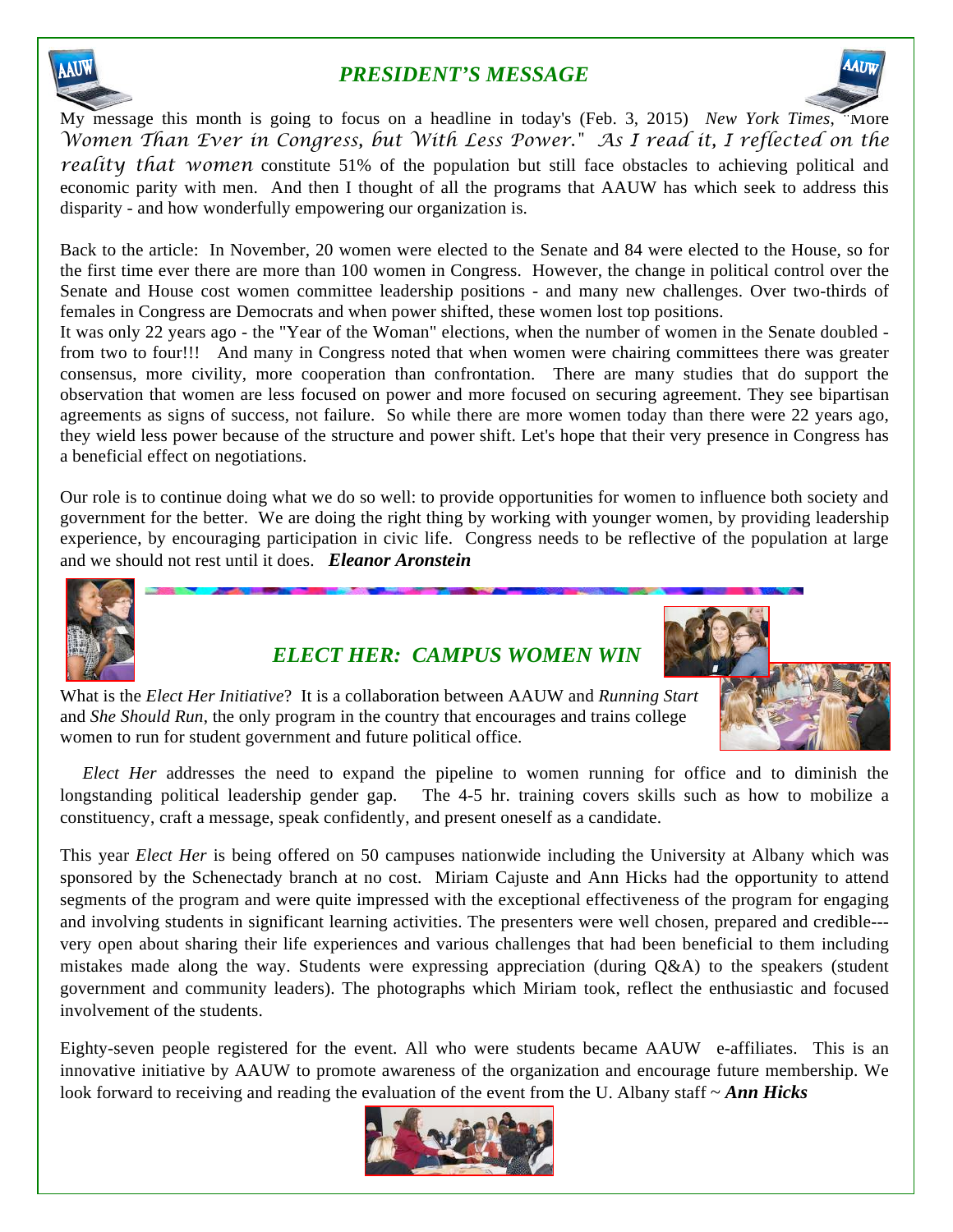## *PRESIDENT'S MESSAGE*

My message this month is going to focus on a headline in today's (Feb. 3, 2015) *New York Times*, "More *Women Than Ever in Congress, but With Less Power.*" *As I read it, I reflected on the reality that women* constitute 51% of the population but still face obstacles to achieving political and economic parity with men. And then I thought of all the programs that AAUW has which seek to address this disparity - and how wonderfully empowering our organization is.

Back to the article: In November, 20 women were elected to the Senate and 84 were elected to the House, so for the first time ever there are more than 100 women in Congress. However, the change in political control over the Senate and House cost women committee leadership positions - and many new challenges. Over two-thirds of females in Congress are Democrats and when power shifted, these women lost top positions.

It was only 22 years ago - the "Year of the Woman" elections, when the number of women in the Senate doubled - from two to four!!! And many in Congress noted that when women were chairing committees there was greater consensus, more civility, more cooperation than confrontation. There are many studies that do support the observation that women are less focused on power and more focused on securing agreement. They see bipartisan agreements as signs of success, not failure. So while there are more women today than there were 22 years ago, they wield less power because of the structure and power shift. Let's hope that their very presence in Congress has a beneficial effect on negotiations.

Our role is to continue doing what we do so well: to provide opportunities for women to influence both society and government for the better. We are doing the right thing by working with younger women, by providing leadership experience, by encouraging participation in civic life. Congress needs to be reflective of the population at large and we should not rest until it does. ***Eleanor Aronstein***

## *ELECT HER: CAMPUS WOMEN WIN*

What is the *Elect Her Initiative*? It is a collaboration between AAUW and *Running Start* and *She Should Run*, the only program in the country that encourages and trains college women to run for student government and future political office.

*Elect Her* addresses the need to expand the pipeline to women running for office and to diminish the longstanding political leadership gender gap. The 4-5 hr. training covers skills such as how to mobilize a constituency, craft a message, speak confidently, and present oneself as a candidate.

This year *Elect Her* is being offered on 50 campuses nationwide including the University at Albany which was sponsored by the Schenectady branch at no cost. Miriam Cajuste and Ann Hicks had the opportunity to attend segments of the program and were quite impressed with the exceptional effectiveness of the program for engaging and involving students in significant learning activities. The presenters were well chosen, prepared and credible---very open about sharing their life experiences and various challenges that had been beneficial to them including mistakes made along the way. Students were expressing appreciation (during Q&A) to the speakers (student government and community leaders). The photographs which Miriam took, reflect the enthusiastic and focused involvement of the students.

Eighty-seven people registered for the event. All who were students became AAUW e-affiliates. This is an innovative initiative by AAUW to promote awareness of the organization and encourage future membership. We look forward to receiving and reading the evaluation of the event from the U. Albany staff ~ ***Ann Hicks***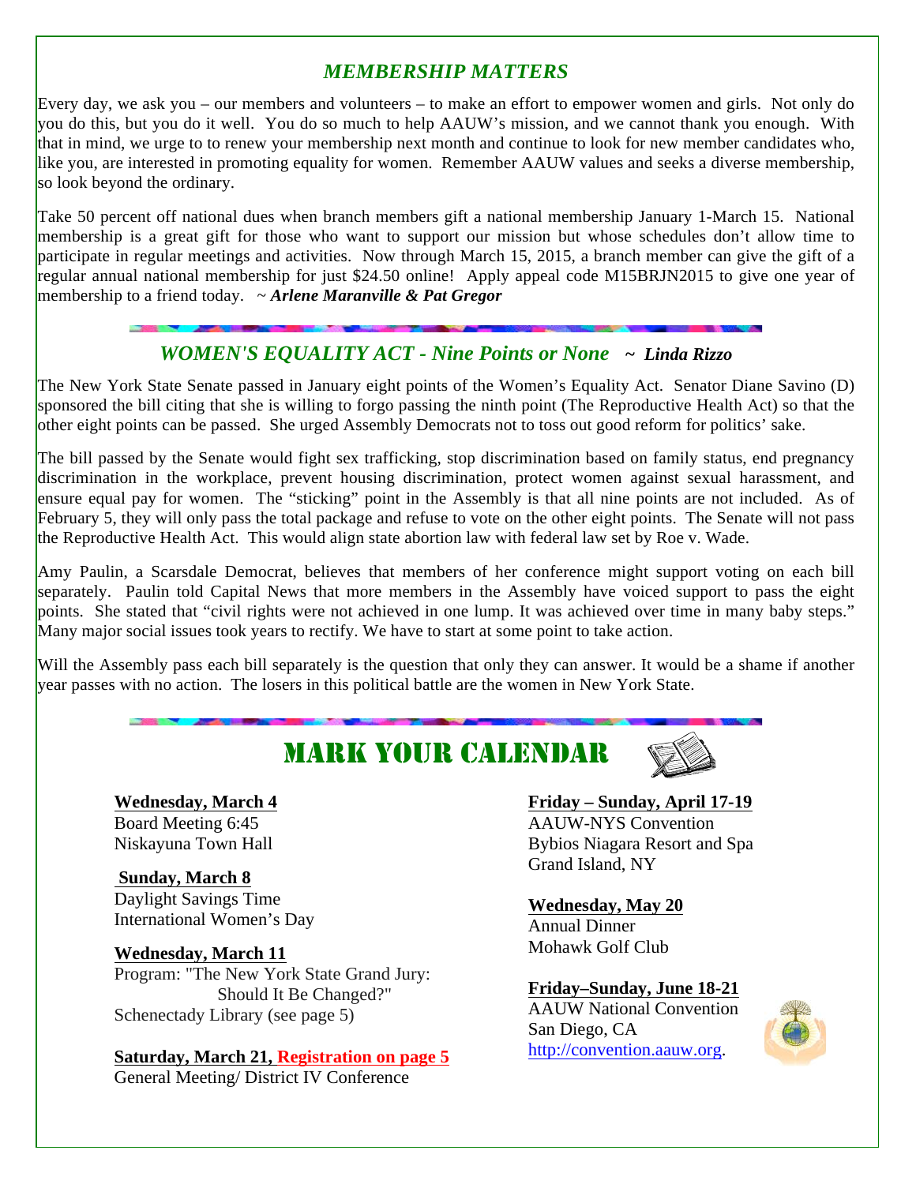## *MEMBERSHIP MATTERS*

Every day, we ask you – our members and volunteers – to make an effort to empower women and girls. Not only do you do this, but you do it well. You do so much to help AAUW's mission, and we cannot thank you enough. With that in mind, we urge to to renew your membership next month and continue to look for new member candidates who, like you, are interested in promoting equality for women. Remember AAUW values and seeks a diverse membership, so look beyond the ordinary.

Take 50 percent off national dues when branch members gift a national membership January 1-March 15. National membership is a great gift for those who want to support our mission but whose schedules don't allow time to participate in regular meetings and activities. Now through March 15, 2015, a branch member can give the gift of a regular annual national membership for just $24.50 online! Apply appeal code M15BRJN2015 to give one year of membership to a friend today. ~ ***Arlene Maranville & Pat Gregor***

## *WOMEN'S EQUALITY ACT - Nine Points or None* ~ ***Linda Rizzo***

The New York State Senate passed in January eight points of the Women's Equality Act. Senator Diane Savino (D) sponsored the bill citing that she is willing to forgo passing the ninth point (The Reproductive Health Act) so that the other eight points can be passed. She urged Assembly Democrats not to toss out good reform for politics' sake.

The bill passed by the Senate would fight sex trafficking, stop discrimination based on family status, end pregnancy discrimination in the workplace, prevent housing discrimination, protect women against sexual harassment, and ensure equal pay for women. The "sticking" point in the Assembly is that all nine points are not included. As of February 5, they will only pass the total package and refuse to vote on the other eight points. The Senate will not pass the Reproductive Health Act. This would align state abortion law with federal law set by Roe v. Wade.

Amy Paulin, a Scarsdale Democrat, believes that members of her conference might support voting on each bill separately. Paulin told Capital News that more members in the Assembly have voiced support to pass the eight points. She stated that "civil rights were not achieved in one lump. It was achieved over time in many baby steps." Many major social issues took years to rectify. We have to start at some point to take action.

Will the Assembly pass each bill separately is the question that only they can answer. It would be a shame if another year passes with no action. The losers in this political battle are the women in New York State.

## MARK YOUR CALENDAR

**Wednesday, March 4**
Board Meeting 6:45
Niskayuna Town Hall

**Sunday, March 8**
Daylight Savings Time
International Women's Day

**Wednesday, March 11**
Program: "The New York State Grand Jury: Should It Be Changed?"
Schenectady Library (see page 5)

**Saturday, March 21, Registration on page 5**
General Meeting/ District IV Conference

**Friday – Sunday, April 17-19**
AAUW-NYS Convention
Bybios Niagara Resort and Spa
Grand Island, NY

**Wednesday, May 20**
Annual Dinner
Mohawk Golf Club

**Friday–Sunday, June 18-21**
AAUW National Convention
San Diego, CA
http://convention.aauw.org.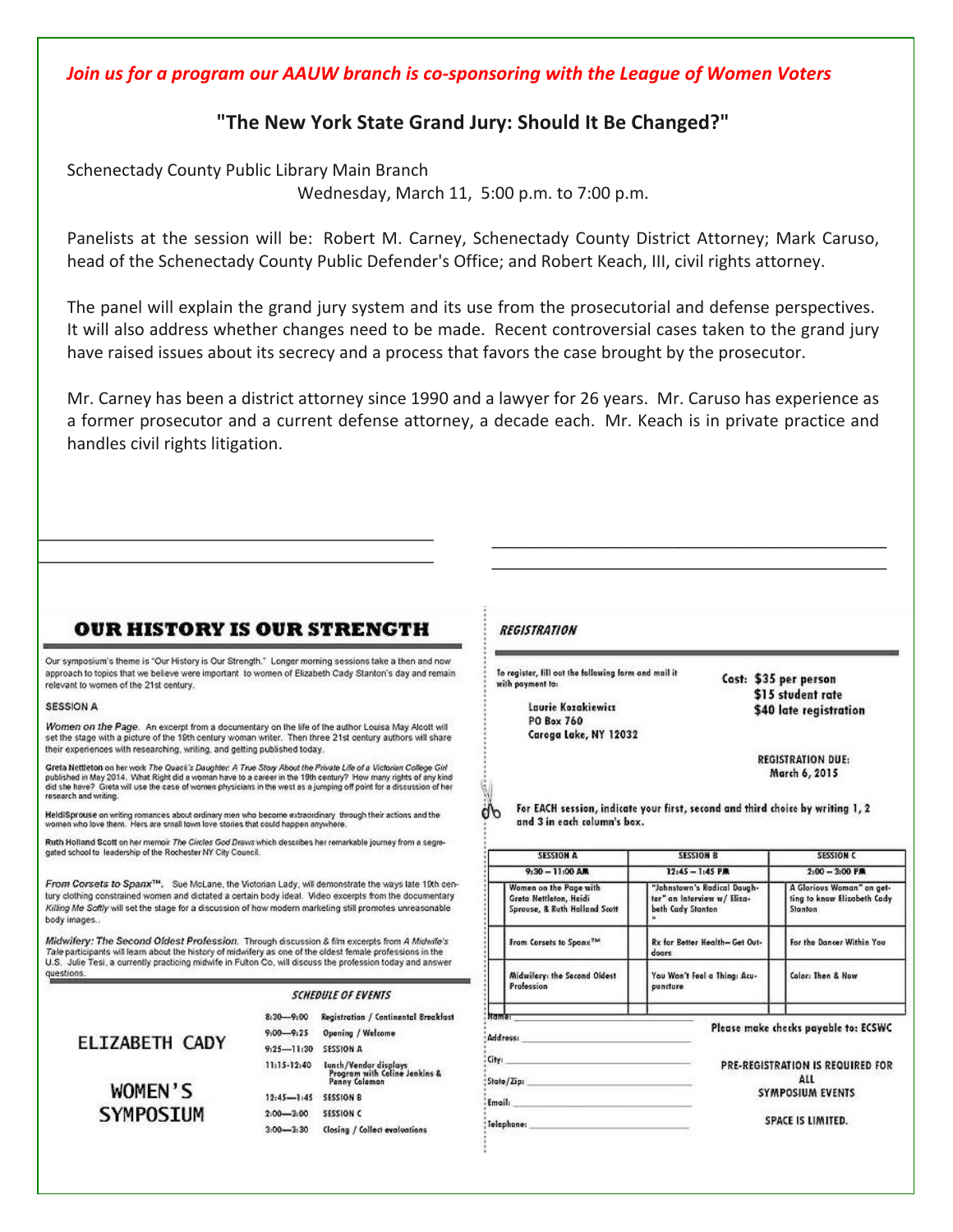*Join us for a program our AAUW branch is co-sponsoring with the League of Women Voters*

## "The New York State Grand Jury: Should It Be Changed?"

Schenectady County Public Library Main Branch
Wednesday, March 11, 5:00 p.m. to 7:00 p.m.

Panelists at the session will be: Robert M. Carney, Schenectady County District Attorney; Mark Caruso, head of the Schenectady County Public Defender's Office; and Robert Keach, III, civil rights attorney.

The panel will explain the grand jury system and its use from the prosecutorial and defense perspectives. It will also address whether changes need to be made. Recent controversial cases taken to the grand jury have raised issues about its secrecy and a process that favors the case brought by the prosecutor.

Mr. Carney has been a district attorney since 1990 and a lawyer for 26 years. Mr. Caruso has experience as a former prosecutor and a current defense attorney, a decade each. Mr. Keach is in private practice and handles civil rights litigation.

---

## OUR HISTORY IS OUR STRENGTH

Our symposium's theme is "Our History is Our Strength." Longer morning sessions take a then and now approach to topics that we believe were important to women of Elizabeth Cady Stanton's day and remain relevant to women of the 21st century.

### SESSION A

*Women on the Page.* An excerpt from a documentary on the life of the author Louisa May Alcott will set the stage with a picture of the 19th century woman writer. Then three 21st century authors will share their experiences with researching, writing, and getting published today.

**Greta Nettleton** on her work *The Quack's Daughter: A True Story About the Private Life of a Victorian College Girl* published in May 2014. What Right did a woman have to a career in the 19th century? How many rights of any kind did she have? Greta will use the case of women physicians in the west as a jumping off point for a discussion of her research and writing.

**HeidiSprouse** on writing romances about ordinary men who become extraordinary through their actions and the women who love them. Hers are small town love stories that could happen anywhere.

**Ruth Holland Scott** on her memoir *The Circles God Draws* which describes her remarkable journey from a segregated school to leadership of the Rochester NY City Council.

*From Corsets to Spanx™.* Sue McLane, the Victorian Lady, will demonstrate the ways late 19th century clothing constrained women and dictated a certain body ideal. Video excerpts from the documentary *Killing Me Softly* will set the stage for a discussion of how modern marketing still promotes unreasonable body images..

*Midwifery: The Second Oldest Profession.* Through discussion & film excerpts from *A Midwife's Tale* participants will learn about the history of midwifery as one of the oldest female professions in the U.S. Julie Tesi, a currently practicing midwife in Fulton Co, will discuss the profession today and answer questions.

### ELIZABETH CADY WOMEN'S SYMPOSIUM

**SCHEDULE OF EVENTS**

| Time | Event |
|---|---|
| 8:30—9:00 | Registration / Continental Breakfast |
| 9:00—9:25 | Opening / Welcome |
| 9:25—11:30 | SESSION A |
| 11:15-12:40 | Lunch/Vendor displays Program with Coline Jenkins & Penny Coleman |
| 12:45—1:45 | SESSION B |
| 2:00—3:00 | SESSION C |
| 3:00—3:30 | Closing / Collect evaluations |

## REGISTRATION

To register, fill out the following form and mail it with payment to:

Laurie Kozakiewicz
PO Box 760
Caroga Lake, NY 12032

**Cost: $35 per person**
**$15 student rate**
**$40 late registration**

**REGISTRATION DUE:**
**March 6, 2015**

For EACH session, indicate your first, second and third choice by writing 1, 2 and 3 in each column's box.

| | SESSION A 9:30 – 11:00 AM | | SESSION B 12:45 – 1:45 PM | | SESSION C 2:00 – 3:00 PM |
|---|---|---|---|---|---|
| | Women on the Page with Greta Nettleton, Heidi Sprouse, & Ruth Holland Scott | | "Johnstown's Radical Daughter" an Interview w/ Elizabeth Cady Stanton | | A Glorious Woman" on getting to know Elizabeth Cady Stanton |
| | From Corsets to Spanx™ | | Rx for Better Health– Get Outdoors | | For the Dancer Within You |
| | Midwifery: the Second Oldest Profession | | You Won't Feel a Thing: Acupuncture | | Color: Then & Now |

Name: ______________________

Address: ______________________

City: ______________________

State/Zip: ______________________

Email: ______________________

Telephone: ______________________

Please make checks payable to: ECSWC

**PRE-REGISTRATION IS REQUIRED FOR ALL SYMPOSIUM EVENTS**

**SPACE IS LIMITED.**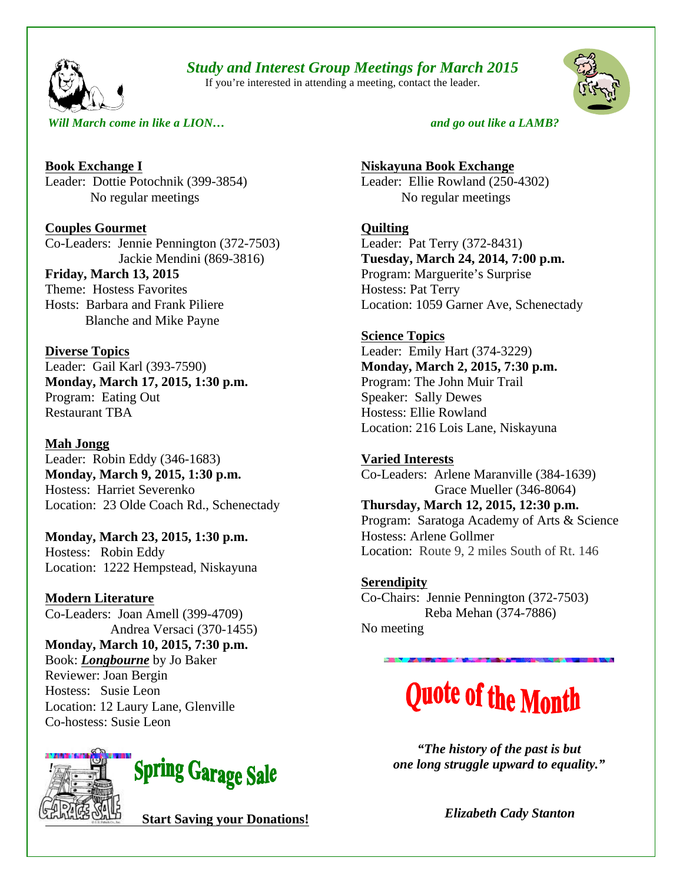# *Study and Interest Group Meetings for March 2015*

If you're interested in attending a meeting, contact the leader.

*Will March come in like a LION… and go out like a LAMB?*

**Book Exchange I**
Leader: Dottie Potochnik (399-3854)
No regular meetings

**Couples Gourmet**
Co-Leaders: Jennie Pennington (372-7503)
Jackie Mendini (869-3816)
**Friday, March 13, 2015**
Theme: Hostess Favorites
Hosts: Barbara and Frank Piliere
Blanche and Mike Payne

**Diverse Topics**
Leader: Gail Karl (393-7590)
**Monday, March 17, 2015, 1:30 p.m.**
Program: Eating Out
Restaurant TBA

**Mah Jongg**
Leader: Robin Eddy (346-1683)
**Monday, March 9, 2015, 1:30 p.m.**
Hostess: Harriet Severenko
Location: 23 Olde Coach Rd., Schenectady

**Monday, March 23, 2015, 1:30 p.m.**
Hostess: Robin Eddy
Location: 1222 Hempstead, Niskayuna

**Modern Literature**
Co-Leaders: Joan Amell (399-4709)
Andrea Versaci (370-1455)
**Monday, March 10, 2015, 7:30 p.m.**
Book: ***Longbourne*** by Jo Baker
Reviewer: Joan Bergin
Hostess: Susie Leon
Location: 12 Laury Lane, Glenville
Co-hostess: Susie Leon

**Niskayuna Book Exchange**
Leader: Ellie Rowland (250-4302)
No regular meetings

**Quilting**
Leader: Pat Terry (372-8431)
**Tuesday, March 24, 2014, 7:00 p.m.**
Program: Marguerite's Surprise
Hostess: Pat Terry
Location: 1059 Garner Ave, Schenectady

**Science Topics**
Leader: Emily Hart (374-3229)
**Monday, March 2, 2015, 7:30 p.m.**
Program: The John Muir Trail
Speaker: Sally Dewes
Hostess: Ellie Rowland
Location: 216 Lois Lane, Niskayuna

**Varied Interests**
Co-Leaders: Arlene Maranville (384-1639)
Grace Mueller (346-8064)
**Thursday, March 12, 2015, 12:30 p.m.**
Program: Saratoga Academy of Arts & Science
Hostess: Arlene Gollmer
Location: Route 9, 2 miles South of Rt. 146

**Serendipity**
Co-Chairs: Jennie Pennington (372-7503)
Reba Mehan (374-7886)
No meeting

## Spring Garage Sale

**Start Saving your Donations!**

## Quote of the Month

***"The history of the past is but one long struggle upward to equality."***

***Elizabeth Cady Stanton***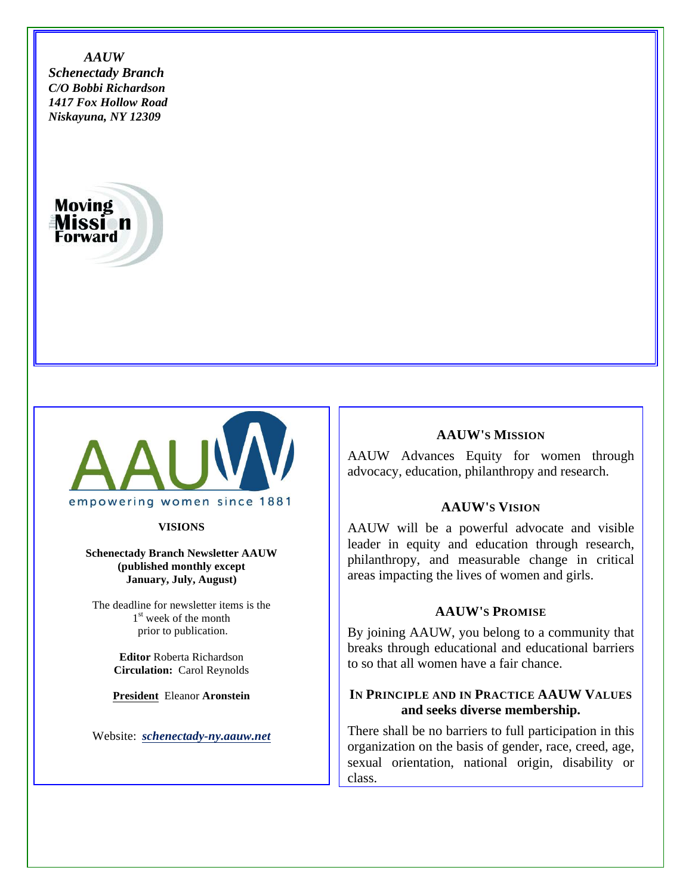*AAUW*
*Schenectady Branch*
*C/O Bobbi Richardson*
*1417 Fox Hollow Road*
*Niskayuna, NY 12309*

Moving the Mission Forward

AAUW

empowering women since 1881

**VISIONS**

**Schenectady Branch Newsletter AAUW (published monthly except January, July, August)**

The deadline for newsletter items is the 1st week of the month prior to publication.

**Editor** Roberta Richardson
**Circulation:** Carol Reynolds

**President** Eleanor **Aronstein**

Website: ***schenectady-ny.aauw.net***

## AAUW'S MISSION

AAUW Advances Equity for women through advocacy, education, philanthropy and research.

## AAUW'S VISION

AAUW will be a powerful advocate and visible leader in equity and education through research, philanthropy, and measurable change in critical areas impacting the lives of women and girls.

## AAUW'S PROMISE

By joining AAUW, you belong to a community that breaks through educational and educational barriers to so that all women have a fair chance.

## IN PRINCIPLE AND IN PRACTICE AAUW VALUES and seeks diverse membership.

There shall be no barriers to full participation in this organization on the basis of gender, race, creed, age, sexual orientation, national origin, disability or class.